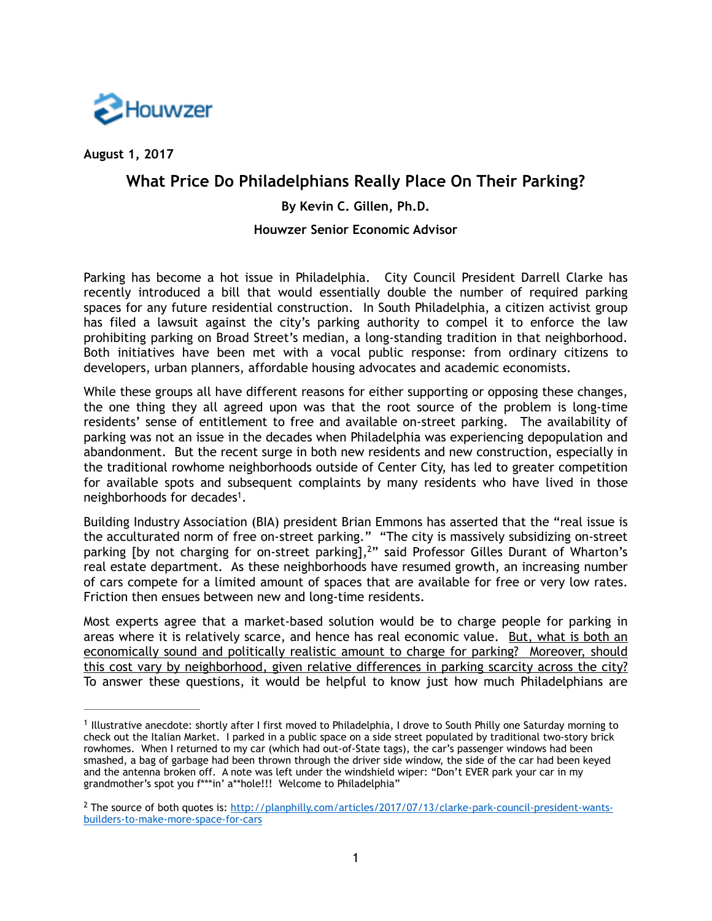Houwzer

**August 1, 2017**

# What Price Do Philadelphians Really Place On Their Parking?

**By Kevin C. Gillen, Ph.D.**

**Houwzer Senior Economic Advisor**

Parking has become a hot issue in Philadelphia. City Council President Darrell Clarke has recently introduced a bill that would essentially double the number of required parking spaces for any future residential construction. In South Philadelphia, a citizen activist group has filed a lawsuit against the city's parking authority to compel it to enforce the law prohibiting parking on Broad Street's median, a long-standing tradition in that neighborhood. Both initiatives have been met with a vocal public response: from ordinary citizens to developers, urban planners, affordable housing advocates and academic economists.

While these groups all have different reasons for either supporting or opposing these changes, the one thing they all agreed upon was that the root source of the problem is long-time residents' sense of entitlement to free and available on-street parking. The availability of parking was not an issue in the decades when Philadelphia was experiencing depopulation and abandonment. But the recent surge in both new residents and new construction, especially in the traditional rowhome neighborhoods outside of Center City, has led to greater competition for available spots and subsequent complaints by many residents who have lived in those neighborhoods for decades[1].

Building Industry Association (BIA) president Brian Emmons has asserted that the "real issue is the acculturated norm of free on-street parking." "The city is massively subsidizing on-street parking [by not charging for on-street parking],[2]" said Professor Gilles Durant of Wharton's real estate department. As these neighborhoods have resumed growth, an increasing number of cars compete for a limited amount of spaces that are available for free or very low rates. Friction then ensues between new and long-time residents.

Most experts agree that a market-based solution would be to charge people for parking in areas where it is relatively scarce, and hence has real economic value. <u>But, what is both an economically sound and politically realistic amount to charge for parking? Moreover, should this cost vary by neighborhood, given relative differences in parking scarcity across the city?</u> To answer these questions, it would be helpful to know just how much Philadelphians are

---

[1] Illustrative anecdote: shortly after I first moved to Philadelphia, I drove to South Philly one Saturday morning to check out the Italian Market. I parked in a public space on a side street populated by traditional two-story brick rowhomes. When I returned to my car (which had out-of-State tags), the car's passenger windows had been smashed, a bag of garbage had been thrown through the driver side window, the side of the car had been keyed and the antenna broken off. A note was left under the windshield wiper: "Don't EVER park your car in my grandmother's spot you f***in' a**hole!!! Welcome to Philadelphia"

[2] The source of both quotes is: http://planphilly.com/articles/2017/07/13/clarke-park-council-president-wants-builders-to-make-more-space-for-cars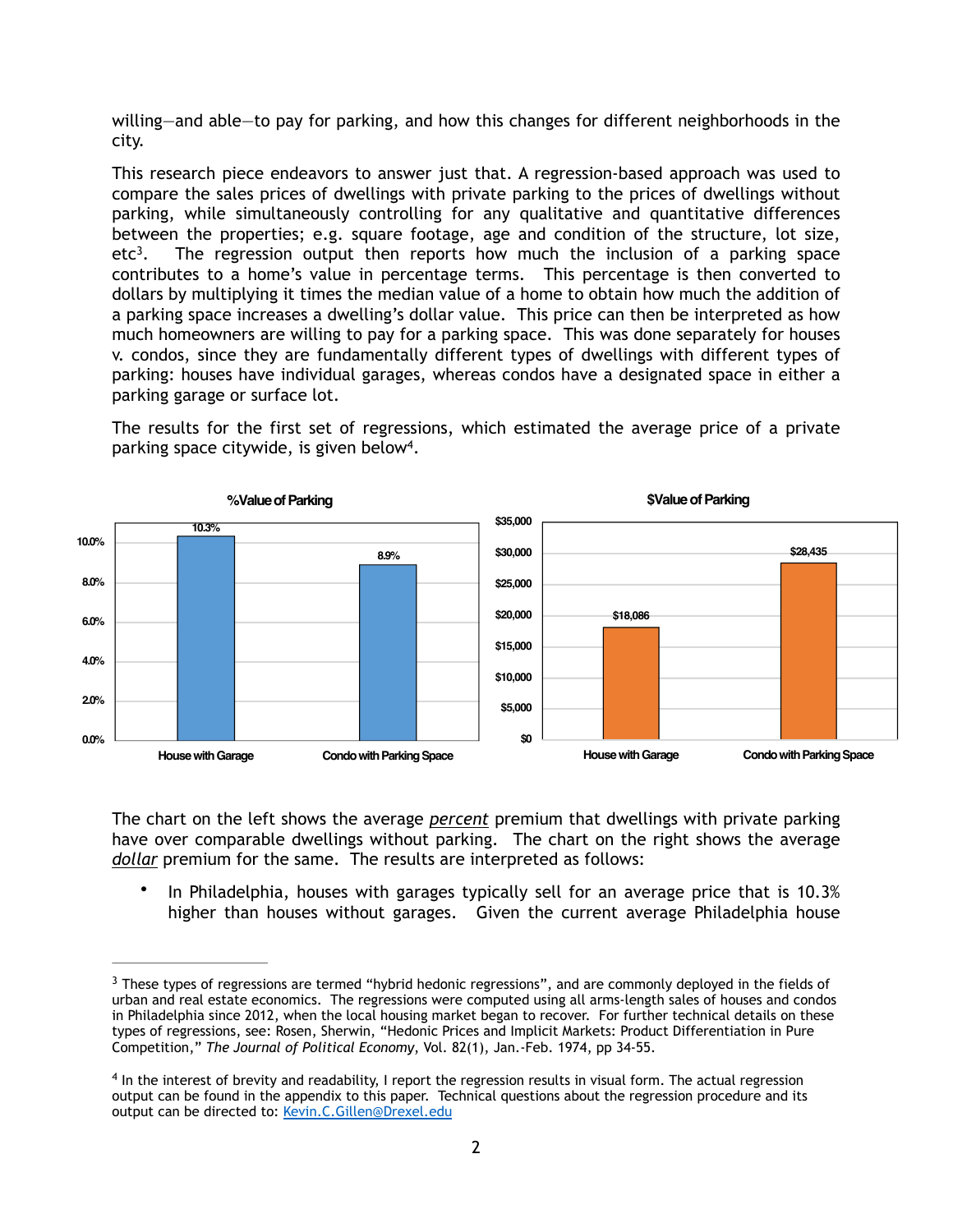willing—and able—to pay for parking, and how this changes for different neighborhoods in the city.

This research piece endeavors to answer just that. A regression-based approach was used to compare the sales prices of dwellings with private parking to the prices of dwellings without parking, while simultaneously controlling for any qualitative and quantitative differences between the properties; e.g. square footage, age and condition of the structure, lot size, etc[3]. The regression output then reports how much the inclusion of a parking space contributes to a home's value in percentage terms. This percentage is then converted to dollars by multiplying it times the median value of a home to obtain how much the addition of a parking space increases a dwelling's dollar value. This price can then be interpreted as how much homeowners are willing to pay for a parking space. This was done separately for houses v. condos, since they are fundamentally different types of dwellings with different types of parking: houses have individual garages, whereas condos have a designated space in either a parking garage or surface lot.

The results for the first set of regressions, which estimated the average price of a private parking space citywide, is given below[4].

**%Value of Parking**

| | % Value |
|---|---|
| House with Garage | 10.3% |
| Condo with Parking Space | 8.9% |

**$Value of Parking**

| | $ Value |
|---|---|
| House with Garage | $18,086 |
| Condo with Parking Space | $28,435 |

The chart on the left shows the average *percent* premium that dwellings with private parking have over comparable dwellings without parking. The chart on the right shows the average *dollar* premium for the same. The results are interpreted as follows:

- In Philadelphia, houses with garages typically sell for an average price that is 10.3% higher than houses without garages. Given the current average Philadelphia house

---

[3] These types of regressions are termed "hybrid hedonic regressions", and are commonly deployed in the fields of urban and real estate economics. The regressions were computed using all arms-length sales of houses and condos in Philadelphia since 2012, when the local housing market began to recover. For further technical details on these types of regressions, see: Rosen, Sherwin, "Hedonic Prices and Implicit Markets: Product Differentiation in Pure Competition," *The Journal of Political Economy*, Vol. 82(1), Jan.-Feb. 1974, pp 34-55.

[4] In the interest of brevity and readability, I report the regression results in visual form. The actual regression output can be found in the appendix to this paper. Technical questions about the regression procedure and its output can be directed to: Kevin.C.Gillen@Drexel.edu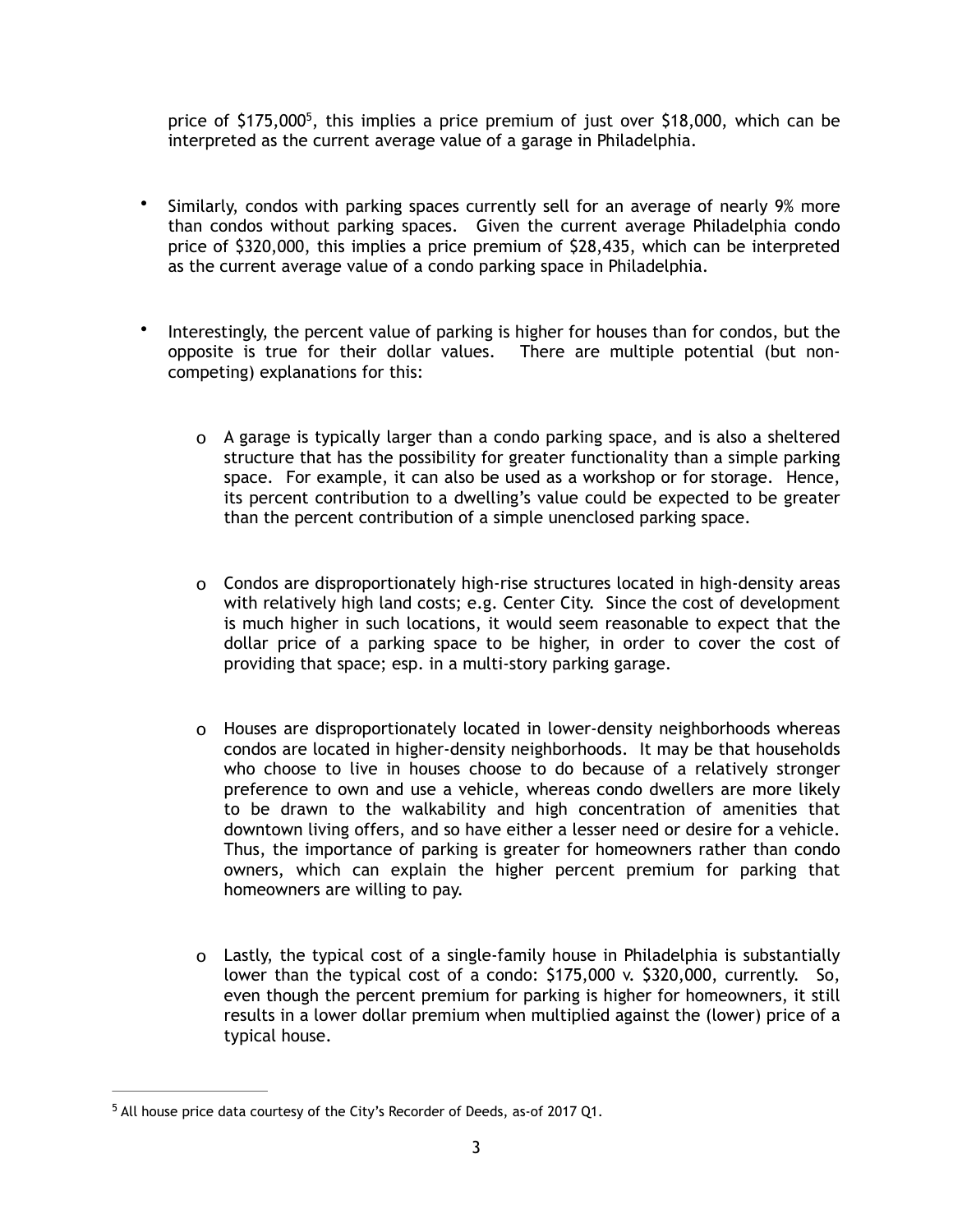price of $175,000[5], this implies a price premium of just over $18,000, which can be interpreted as the current average value of a garage in Philadelphia.

- Similarly, condos with parking spaces currently sell for an average of nearly 9% more than condos without parking spaces. Given the current average Philadelphia condo price of $320,000, this implies a price premium of $28,435, which can be interpreted as the current average value of a condo parking space in Philadelphia.

- Interestingly, the percent value of parking is higher for houses than for condos, but the opposite is true for their dollar values. There are multiple potential (but non-competing) explanations for this:

    - A garage is typically larger than a condo parking space, and is also a sheltered structure that has the possibility for greater functionality than a simple parking space. For example, it can also be used as a workshop or for storage. Hence, its percent contribution to a dwelling's value could be expected to be greater than the percent contribution of a simple unenclosed parking space.

    - Condos are disproportionately high-rise structures located in high-density areas with relatively high land costs; e.g. Center City. Since the cost of development is much higher in such locations, it would seem reasonable to expect that the dollar price of a parking space to be higher, in order to cover the cost of providing that space; esp. in a multi-story parking garage.

    - Houses are disproportionately located in lower-density neighborhoods whereas condos are located in higher-density neighborhoods. It may be that households who choose to live in houses choose to do because of a relatively stronger preference to own and use a vehicle, whereas condo dwellers are more likely to be drawn to the walkability and high concentration of amenities that downtown living offers, and so have either a lesser need or desire for a vehicle. Thus, the importance of parking is greater for homeowners rather than condo owners, which can explain the higher percent premium for parking that homeowners are willing to pay.

    - Lastly, the typical cost of a single-family house in Philadelphia is substantially lower than the typical cost of a condo: $175,000 v. $320,000, currently. So, even though the percent premium for parking is higher for homeowners, it still results in a lower dollar premium when multiplied against the (lower) price of a typical house.

---

[5] All house price data courtesy of the City's Recorder of Deeds, as-of 2017 Q1.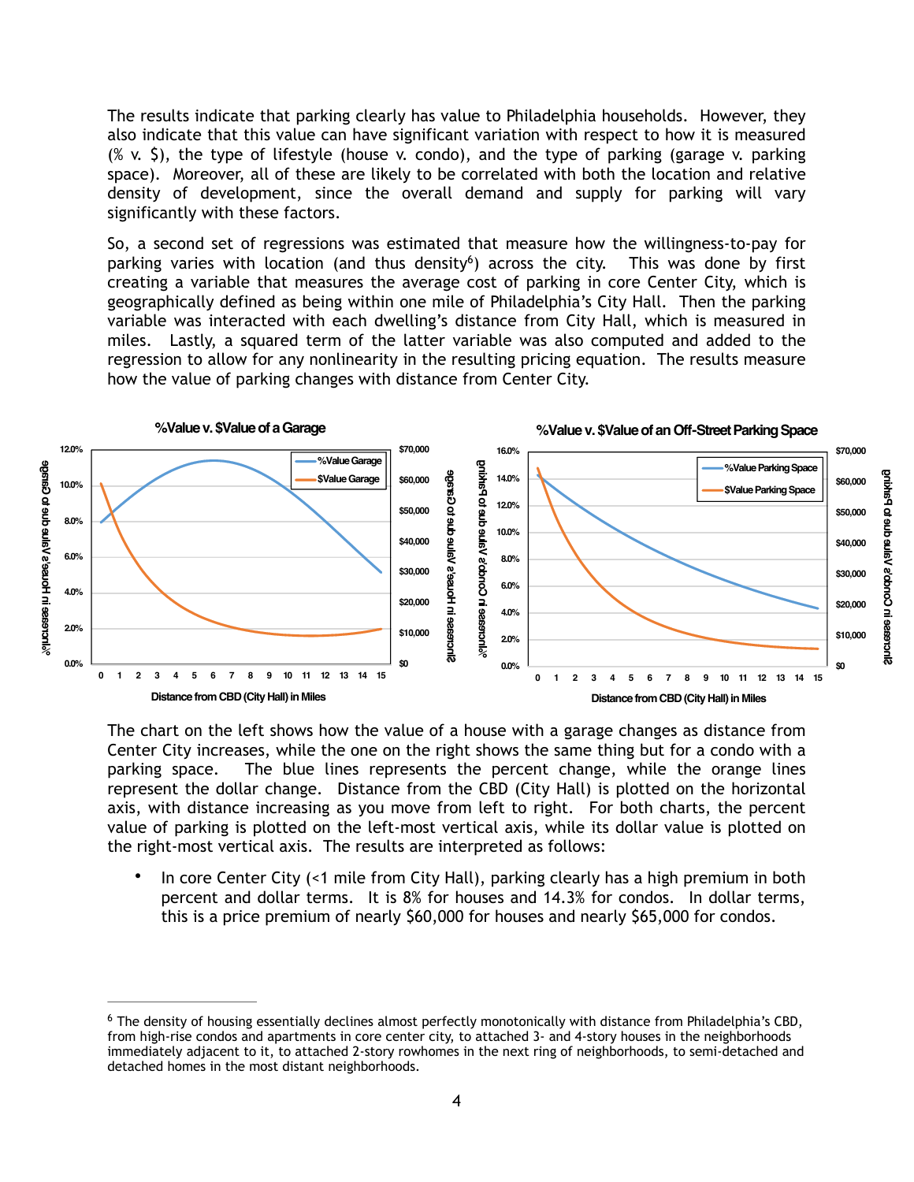The results indicate that parking clearly has value to Philadelphia households. However, they also indicate that this value can have significant variation with respect to how it is measured (% v. $), the type of lifestyle (house v. condo), and the type of parking (garage v. parking space). Moreover, all of these are likely to be correlated with both the location and relative density of development, since the overall demand and supply for parking will vary significantly with these factors.

So, a second set of regressions was estimated that measure how the willingness-to-pay for parking varies with location (and thus density[6]) across the city. This was done by first creating a variable that measures the average cost of parking in core Center City, which is geographically defined as being within one mile of Philadelphia's City Hall. Then the parking variable was interacted with each dwelling's distance from City Hall, which is measured in miles. Lastly, a squared term of the latter variable was also computed and added to the regression to allow for any nonlinearity in the resulting pricing equation. The results measure how the value of parking changes with distance from Center City.

**%Value v. $Value of a Garage**

**%Value v. $Value of an Off-Street Parking Space**

The chart on the left shows how the value of a house with a garage changes as distance from Center City increases, while the one on the right shows the same thing but for a condo with a parking space. The blue lines represents the percent change, while the orange lines represent the dollar change. Distance from the CBD (City Hall) is plotted on the horizontal axis, with distance increasing as you move from left to right. For both charts, the percent value of parking is plotted on the left-most vertical axis, while its dollar value is plotted on the right-most vertical axis. The results are interpreted as follows:

- In core Center City (<1 mile from City Hall), parking clearly has a high premium in both percent and dollar terms. It is 8% for houses and 14.3% for condos. In dollar terms, this is a price premium of nearly $60,000 for houses and nearly $65,000 for condos.

---

[6] The density of housing essentially declines almost perfectly monotonically with distance from Philadelphia's CBD, from high-rise condos and apartments in core center city, to attached 3- and 4-story houses in the neighborhoods immediately adjacent to it, to attached 2-story rowhomes in the next ring of neighborhoods, to semi-detached and detached homes in the most distant neighborhoods.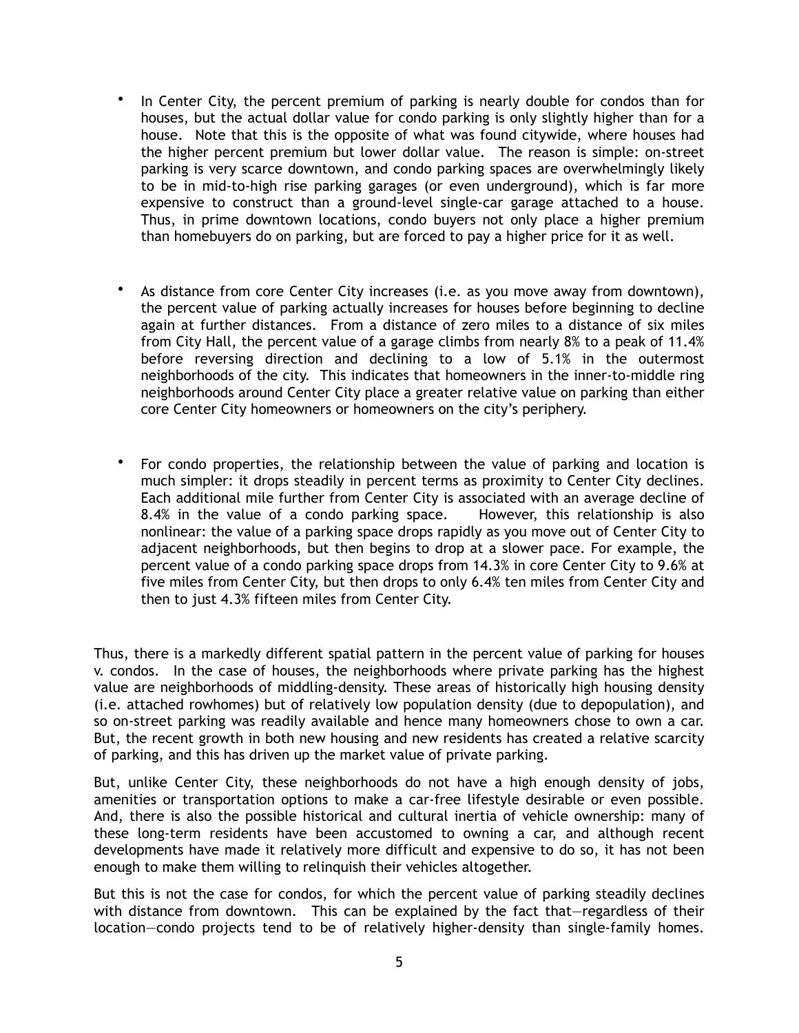- In Center City, the percent premium of parking is nearly double for condos than for houses, but the actual dollar value for condo parking is only slightly higher than for a house. Note that this is the opposite of what was found citywide, where houses had the higher percent premium but lower dollar value. The reason is simple: on-street parking is very scarce downtown, and condo parking spaces are overwhelmingly likely to be in mid-to-high rise parking garages (or even underground), which is far more expensive to construct than a ground-level single-car garage attached to a house. Thus, in prime downtown locations, condo buyers not only place a higher premium than homebuyers do on parking, but are forced to pay a higher price for it as well.

- As distance from core Center City increases (i.e. as you move away from downtown), the percent value of parking actually increases for houses before beginning to decline again at further distances. From a distance of zero miles to a distance of six miles from City Hall, the percent value of a garage climbs from nearly 8% to a peak of 11.4% before reversing direction and declining to a low of 5.1% in the outermost neighborhoods of the city. This indicates that homeowners in the inner-to-middle ring neighborhoods around Center City place a greater relative value on parking than either core Center City homeowners or homeowners on the city's periphery.

- For condo properties, the relationship between the value of parking and location is much simpler: it drops steadily in percent terms as proximity to Center City declines. Each additional mile further from Center City is associated with an average decline of 8.4% in the value of a condo parking space. However, this relationship is also nonlinear: the value of a parking space drops rapidly as you move out of Center City to adjacent neighborhoods, but then begins to drop at a slower pace. For example, the percent value of a condo parking space drops from 14.3% in core Center City to 9.6% at five miles from Center City, but then drops to only 6.4% ten miles from Center City and then to just 4.3% fifteen miles from Center City.

Thus, there is a markedly different spatial pattern in the percent value of parking for houses v. condos. In the case of houses, the neighborhoods where private parking has the highest value are neighborhoods of middling-density. These areas of historically high housing density (i.e. attached rowhomes) but of relatively low population density (due to depopulation), and so on-street parking was readily available and hence many homeowners chose to own a car. But, the recent growth in both new housing and new residents has created a relative scarcity of parking, and this has driven up the market value of private parking.

But, unlike Center City, these neighborhoods do not have a high enough density of jobs, amenities or transportation options to make a car-free lifestyle desirable or even possible. And, there is also the possible historical and cultural inertia of vehicle ownership: many of these long-term residents have been accustomed to owning a car, and although recent developments have made it relatively more difficult and expensive to do so, it has not been enough to make them willing to relinquish their vehicles altogether.

But this is not the case for condos, for which the percent value of parking steadily declines with distance from downtown. This can be explained by the fact that—regardless of their location—condo projects tend to be of relatively higher-density than single-family homes.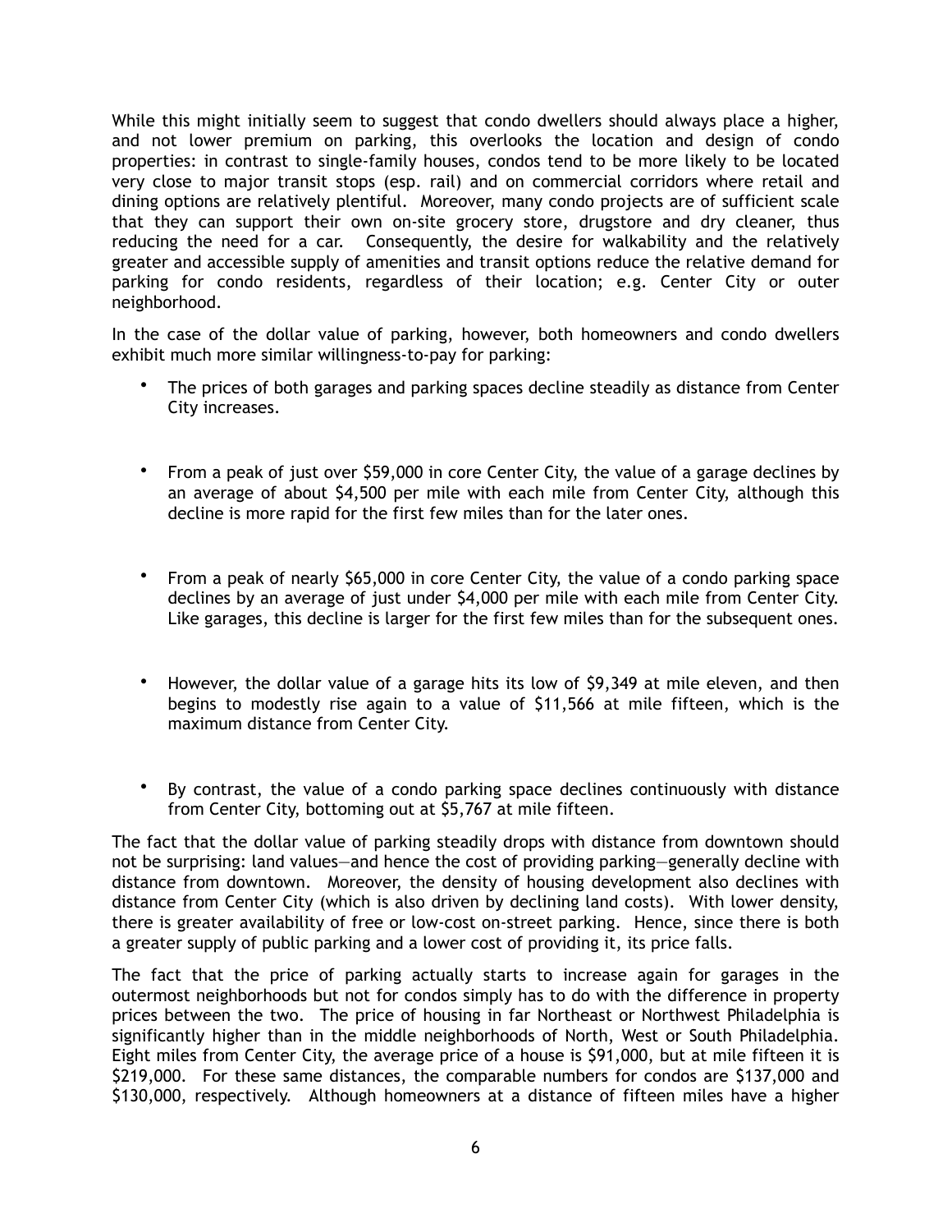While this might initially seem to suggest that condo dwellers should always place a higher, and not lower premium on parking, this overlooks the location and design of condo properties: in contrast to single-family houses, condos tend to be more likely to be located very close to major transit stops (esp. rail) and on commercial corridors where retail and dining options are relatively plentiful. Moreover, many condo projects are of sufficient scale that they can support their own on-site grocery store, drugstore and dry cleaner, thus reducing the need for a car. Consequently, the desire for walkability and the relatively greater and accessible supply of amenities and transit options reduce the relative demand for parking for condo residents, regardless of their location; e.g. Center City or outer neighborhood.

In the case of the dollar value of parking, however, both homeowners and condo dwellers exhibit much more similar willingness-to-pay for parking:

- The prices of both garages and parking spaces decline steadily as distance from Center City increases.
- From a peak of just over $59,000 in core Center City, the value of a garage declines by an average of about $4,500 per mile with each mile from Center City, although this decline is more rapid for the first few miles than for the later ones.
- From a peak of nearly $65,000 in core Center City, the value of a condo parking space declines by an average of just under $4,000 per mile with each mile from Center City. Like garages, this decline is larger for the first few miles than for the subsequent ones.
- However, the dollar value of a garage hits its low of $9,349 at mile eleven, and then begins to modestly rise again to a value of $11,566 at mile fifteen, which is the maximum distance from Center City.
- By contrast, the value of a condo parking space declines continuously with distance from Center City, bottoming out at $5,767 at mile fifteen.

The fact that the dollar value of parking steadily drops with distance from downtown should not be surprising: land values—and hence the cost of providing parking—generally decline with distance from downtown. Moreover, the density of housing development also declines with distance from Center City (which is also driven by declining land costs). With lower density, there is greater availability of free or low-cost on-street parking. Hence, since there is both a greater supply of public parking and a lower cost of providing it, its price falls.

The fact that the price of parking actually starts to increase again for garages in the outermost neighborhoods but not for condos simply has to do with the difference in property prices between the two. The price of housing in far Northeast or Northwest Philadelphia is significantly higher than in the middle neighborhoods of North, West or South Philadelphia. Eight miles from Center City, the average price of a house is $91,000, but at mile fifteen it is $219,000. For these same distances, the comparable numbers for condos are $137,000 and $130,000, respectively. Although homeowners at a distance of fifteen miles have a higher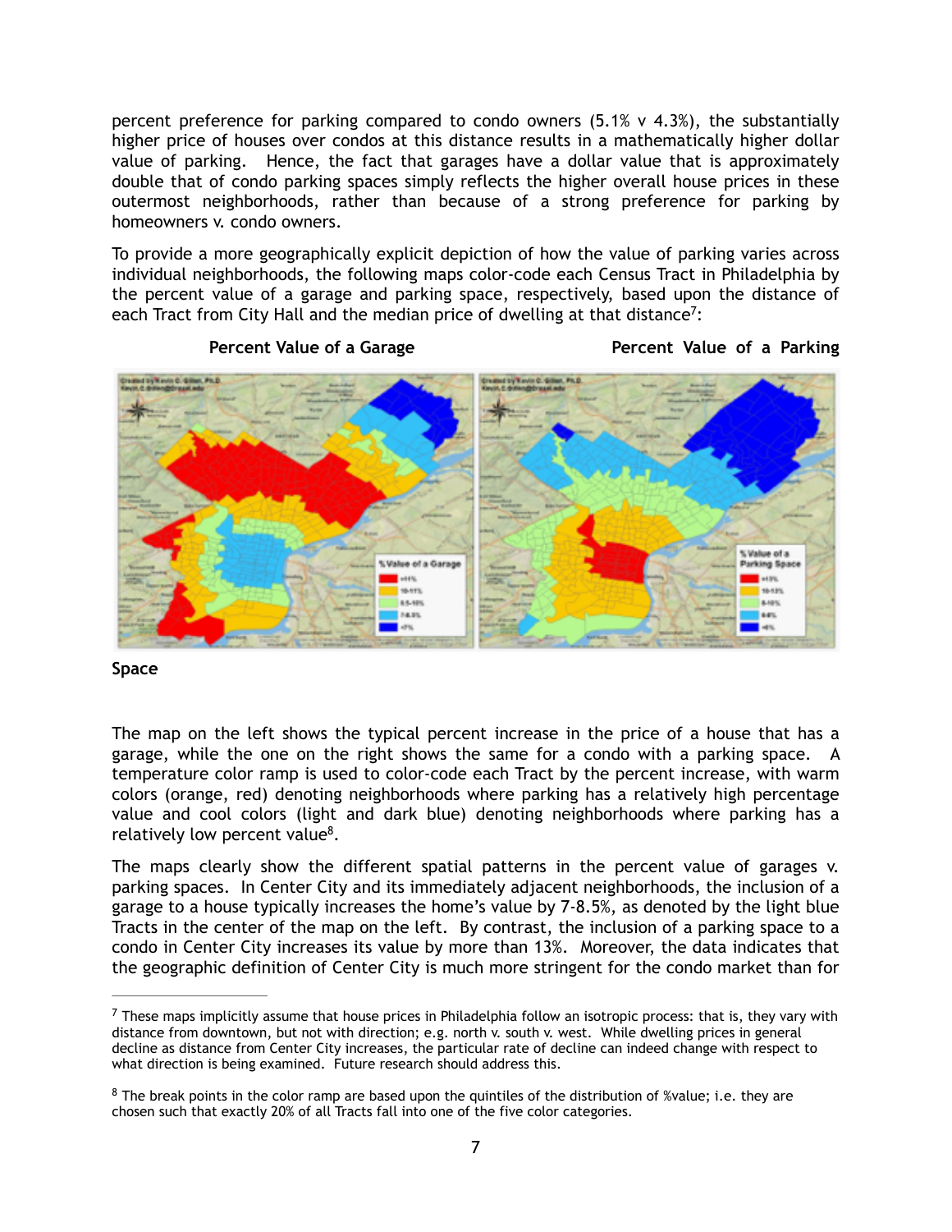percent preference for parking compared to condo owners (5.1% v 4.3%), the substantially higher price of houses over condos at this distance results in a mathematically higher dollar value of parking. Hence, the fact that garages have a dollar value that is approximately double that of condo parking spaces simply reflects the higher overall house prices in these outermost neighborhoods, rather than because of a strong preference for parking by homeowners v. condo owners.

To provide a more geographically explicit depiction of how the value of parking varies across individual neighborhoods, the following maps color-code each Census Tract in Philadelphia by the percent value of a garage and parking space, respectively, based upon the distance of each Tract from City Hall and the median price of dwelling at that distance[7]:

**Percent Value of a Garage** **Percent Value of a Parking Space**

The map on the left shows the typical percent increase in the price of a house that has a garage, while the one on the right shows the same for a condo with a parking space. A temperature color ramp is used to color-code each Tract by the percent increase, with warm colors (orange, red) denoting neighborhoods where parking has a relatively high percentage value and cool colors (light and dark blue) denoting neighborhoods where parking has a relatively low percent value[8].

The maps clearly show the different spatial patterns in the percent value of garages v. parking spaces. In Center City and its immediately adjacent neighborhoods, the inclusion of a garage to a house typically increases the home's value by 7-8.5%, as denoted by the light blue Tracts in the center of the map on the left. By contrast, the inclusion of a parking space to a condo in Center City increases its value by more than 13%. Moreover, the data indicates that the geographic definition of Center City is much more stringent for the condo market than for

---

[7] These maps implicitly assume that house prices in Philadelphia follow an isotropic process: that is, they vary with distance from downtown, but not with direction; e.g. north v. south v. west. While dwelling prices in general decline as distance from Center City increases, the particular rate of decline can indeed change with respect to what direction is being examined. Future research should address this.

[8] The break points in the color ramp are based upon the quintiles of the distribution of %value; i.e. they are chosen such that exactly 20% of all Tracts fall into one of the five color categories.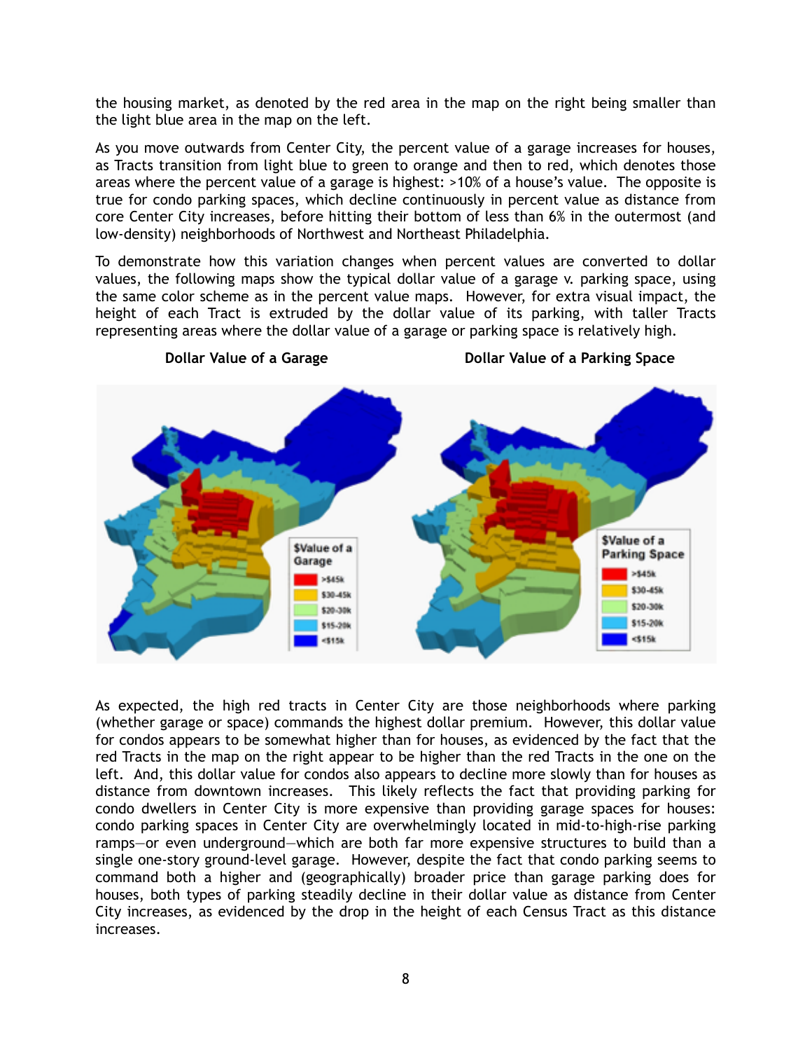the housing market, as denoted by the red area in the map on the right being smaller than the light blue area in the map on the left.

As you move outwards from Center City, the percent value of a garage increases for houses, as Tracts transition from light blue to green to orange and then to red, which denotes those areas where the percent value of a garage is highest: >10% of a house's value. The opposite is true for condo parking spaces, which decline continuously in percent value as distance from core Center City increases, before hitting their bottom of less than 6% in the outermost (and low-density) neighborhoods of Northwest and Northeast Philadelphia.

To demonstrate how this variation changes when percent values are converted to dollar values, the following maps show the typical dollar value of a garage v. parking space, using the same color scheme as in the percent value maps. However, for extra visual impact, the height of each Tract is extruded by the dollar value of its parking, with taller Tracts representing areas where the dollar value of a garage or parking space is relatively high.

**Dollar Value of a Garage** **Dollar Value of a Parking Space**

As expected, the high red tracts in Center City are those neighborhoods where parking (whether garage or space) commands the highest dollar premium. However, this dollar value for condos appears to be somewhat higher than for houses, as evidenced by the fact that the red Tracts in the map on the right appear to be higher than the red Tracts in the one on the left. And, this dollar value for condos also appears to decline more slowly than for houses as distance from downtown increases. This likely reflects the fact that providing parking for condo dwellers in Center City is more expensive than providing garage spaces for houses: condo parking spaces in Center City are overwhelmingly located in mid-to-high-rise parking ramps—or even underground—which are both far more expensive structures to build than a single one-story ground-level garage. However, despite the fact that condo parking seems to command both a higher and (geographically) broader price than garage parking does for houses, both types of parking steadily decline in their dollar value as distance from Center City increases, as evidenced by the drop in the height of each Census Tract as this distance increases.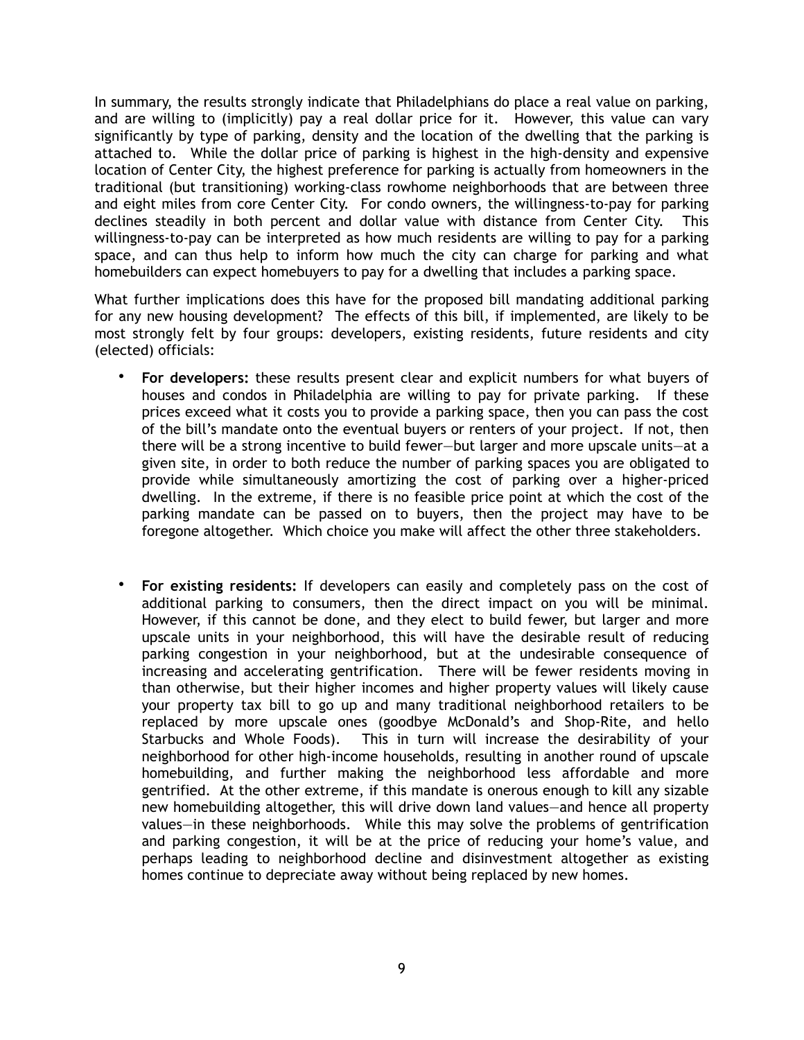In summary, the results strongly indicate that Philadelphians do place a real value on parking, and are willing to (implicitly) pay a real dollar price for it. However, this value can vary significantly by type of parking, density and the location of the dwelling that the parking is attached to. While the dollar price of parking is highest in the high-density and expensive location of Center City, the highest preference for parking is actually from homeowners in the traditional (but transitioning) working-class rowhome neighborhoods that are between three and eight miles from core Center City. For condo owners, the willingness-to-pay for parking declines steadily in both percent and dollar value with distance from Center City. This willingness-to-pay can be interpreted as how much residents are willing to pay for a parking space, and can thus help to inform how much the city can charge for parking and what homebuilders can expect homebuyers to pay for a dwelling that includes a parking space.

What further implications does this have for the proposed bill mandating additional parking for any new housing development? The effects of this bill, if implemented, are likely to be most strongly felt by four groups: developers, existing residents, future residents and city (elected) officials:

- **For developers:** these results present clear and explicit numbers for what buyers of houses and condos in Philadelphia are willing to pay for private parking. If these prices exceed what it costs you to provide a parking space, then you can pass the cost of the bill's mandate onto the eventual buyers or renters of your project. If not, then there will be a strong incentive to build fewer—but larger and more upscale units—at a given site, in order to both reduce the number of parking spaces you are obligated to provide while simultaneously amortizing the cost of parking over a higher-priced dwelling. In the extreme, if there is no feasible price point at which the cost of the parking mandate can be passed on to buyers, then the project may have to be foregone altogether. Which choice you make will affect the other three stakeholders.

- **For existing residents:** If developers can easily and completely pass on the cost of additional parking to consumers, then the direct impact on you will be minimal. However, if this cannot be done, and they elect to build fewer, but larger and more upscale units in your neighborhood, this will have the desirable result of reducing parking congestion in your neighborhood, but at the undesirable consequence of increasing and accelerating gentrification. There will be fewer residents moving in than otherwise, but their higher incomes and higher property values will likely cause your property tax bill to go up and many traditional neighborhood retailers to be replaced by more upscale ones (goodbye McDonald's and Shop-Rite, and hello Starbucks and Whole Foods). This in turn will increase the desirability of your neighborhood for other high-income households, resulting in another round of upscale homebuilding, and further making the neighborhood less affordable and more gentrified. At the other extreme, if this mandate is onerous enough to kill any sizable new homebuilding altogether, this will drive down land values—and hence all property values—in these neighborhoods. While this may solve the problems of gentrification and parking congestion, it will be at the price of reducing your home's value, and perhaps leading to neighborhood decline and disinvestment altogether as existing homes continue to depreciate away without being replaced by new homes.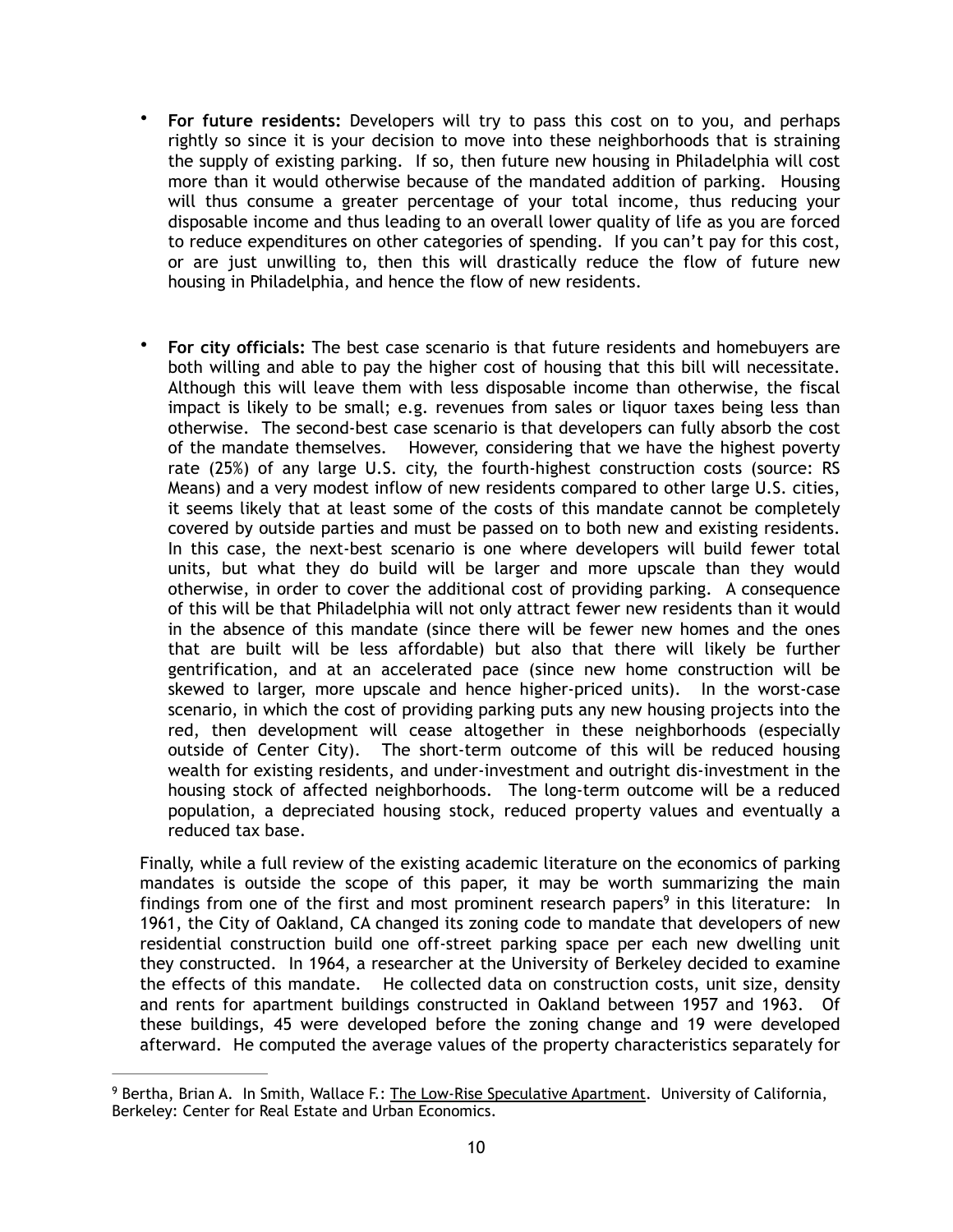- **For future residents:** Developers will try to pass this cost on to you, and perhaps rightly so since it is your decision to move into these neighborhoods that is straining the supply of existing parking. If so, then future new housing in Philadelphia will cost more than it would otherwise because of the mandated addition of parking. Housing will thus consume a greater percentage of your total income, thus reducing your disposable income and thus leading to an overall lower quality of life as you are forced to reduce expenditures on other categories of spending. If you can't pay for this cost, or are just unwilling to, then this will drastically reduce the flow of future new housing in Philadelphia, and hence the flow of new residents.

- **For city officials:** The best case scenario is that future residents and homebuyers are both willing and able to pay the higher cost of housing that this bill will necessitate. Although this will leave them with less disposable income than otherwise, the fiscal impact is likely to be small; e.g. revenues from sales or liquor taxes being less than otherwise. The second-best case scenario is that developers can fully absorb the cost of the mandate themselves. However, considering that we have the highest poverty rate (25%) of any large U.S. city, the fourth-highest construction costs (source: RS Means) and a very modest inflow of new residents compared to other large U.S. cities, it seems likely that at least some of the costs of this mandate cannot be completely covered by outside parties and must be passed on to both new and existing residents. In this case, the next-best scenario is one where developers will build fewer total units, but what they do build will be larger and more upscale than they would otherwise, in order to cover the additional cost of providing parking. A consequence of this will be that Philadelphia will not only attract fewer new residents than it would in the absence of this mandate (since there will be fewer new homes and the ones that are built will be less affordable) but also that there will likely be further gentrification, and at an accelerated pace (since new home construction will be skewed to larger, more upscale and hence higher-priced units). In the worst-case scenario, in which the cost of providing parking puts any new housing projects into the red, then development will cease altogether in these neighborhoods (especially outside of Center City). The short-term outcome of this will be reduced housing wealth for existing residents, and under-investment and outright dis-investment in the housing stock of affected neighborhoods. The long-term outcome will be a reduced population, a depreciated housing stock, reduced property values and eventually a reduced tax base.

Finally, while a full review of the existing academic literature on the economics of parking mandates is outside the scope of this paper, it may be worth summarizing the main findings from one of the first and most prominent research papers[9] in this literature: In 1961, the City of Oakland, CA changed its zoning code to mandate that developers of new residential construction build one off-street parking space per each new dwelling unit they constructed. In 1964, a researcher at the University of Berkeley decided to examine the effects of this mandate. He collected data on construction costs, unit size, density and rents for apartment buildings constructed in Oakland between 1957 and 1963. Of these buildings, 45 were developed before the zoning change and 19 were developed afterward. He computed the average values of the property characteristics separately for

---

[9] Bertha, Brian A. In Smith, Wallace F.: The Low-Rise Speculative Apartment. University of California, Berkeley: Center for Real Estate and Urban Economics.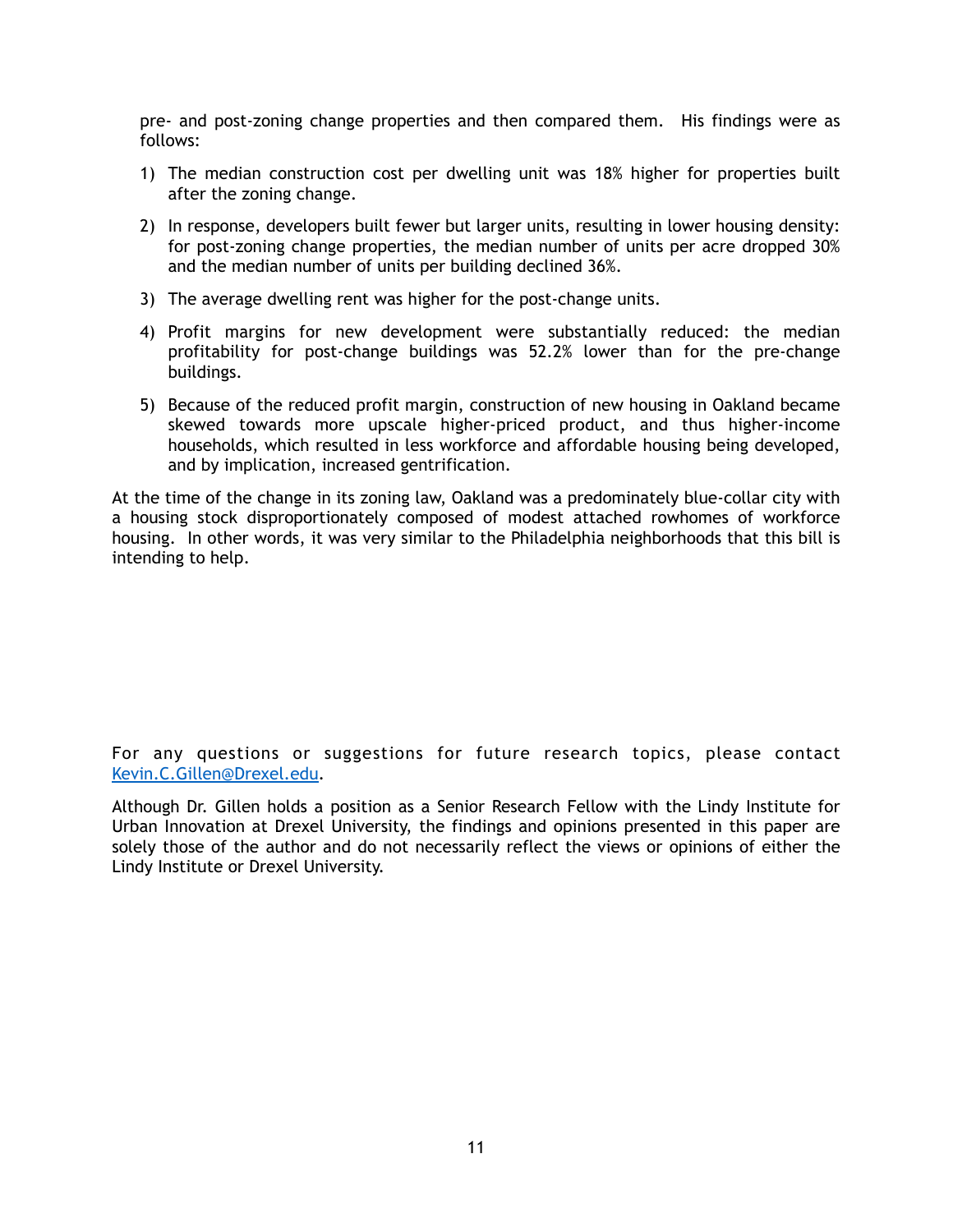pre- and post-zoning change properties and then compared them. His findings were as follows:

1) The median construction cost per dwelling unit was 18% higher for properties built after the zoning change.

2) In response, developers built fewer but larger units, resulting in lower housing density: for post-zoning change properties, the median number of units per acre dropped 30% and the median number of units per building declined 36%.

3) The average dwelling rent was higher for the post-change units.

4) Profit margins for new development were substantially reduced: the median profitability for post-change buildings was 52.2% lower than for the pre-change buildings.

5) Because of the reduced profit margin, construction of new housing in Oakland became skewed towards more upscale higher-priced product, and thus higher-income households, which resulted in less workforce and affordable housing being developed, and by implication, increased gentrification.

At the time of the change in its zoning law, Oakland was a predominately blue-collar city with a housing stock disproportionately composed of modest attached rowhomes of workforce housing. In other words, it was very similar to the Philadelphia neighborhoods that this bill is intending to help.

For any questions or suggestions for future research topics, please contact Kevin.C.Gillen@Drexel.edu.

Although Dr. Gillen holds a position as a Senior Research Fellow with the Lindy Institute for Urban Innovation at Drexel University, the findings and opinions presented in this paper are solely those of the author and do not necessarily reflect the views or opinions of either the Lindy Institute or Drexel University.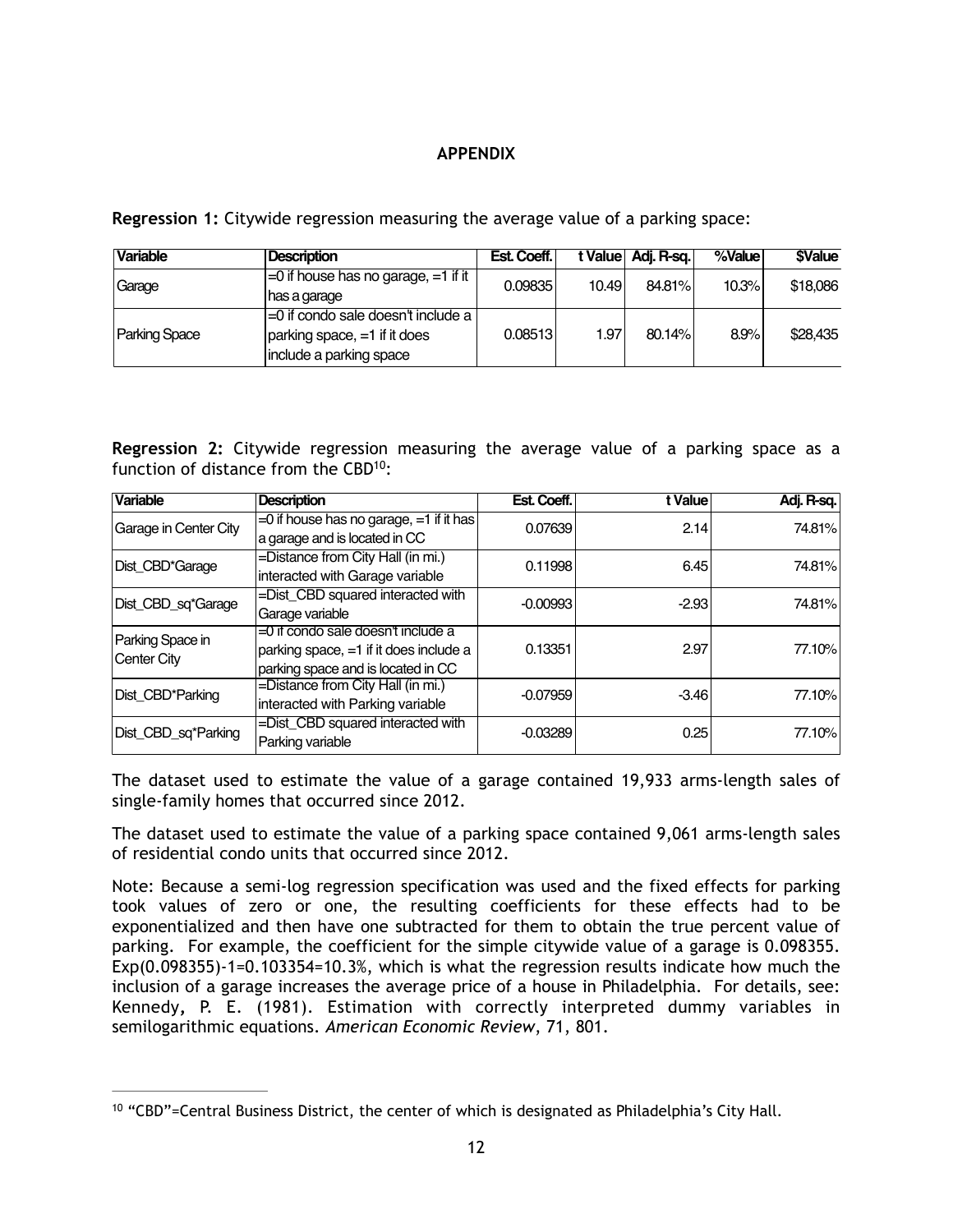**APPENDIX**

**Regression 1:** Citywide regression measuring the average value of a parking space:

| Variable | Description | Est. Coeff. | t Value | Adj. R-sq. | %Value | $Value |
|---|---|---|---|---|---|---|
| Garage | =0 if house has no garage, =1 if it has a garage | 0.09835 | 10.49 | 84.81% | 10.3% | $18,086 |
| Parking Space | =0 if condo sale doesn't include a parking space, =1 if it does include a parking space | 0.08513 | 1.97 | 80.14% | 8.9% | $28,435 |

**Regression 2:** Citywide regression measuring the average value of a parking space as a function of distance from the CBD[10]:

| Variable | Description | Est. Coeff. | t Value | Adj. R-sq. |
|---|---|---|---|---|
| Garage in Center City | =0 if house has no garage, =1 if it has a garage and is located in CC | 0.07639 | 2.14 | 74.81% |
| Dist_CBD*Garage | =Distance from City Hall (in mi.) interacted with Garage variable | 0.11998 | 6.45 | 74.81% |
| Dist_CBD_sq*Garage | =Dist_CBD squared interacted with Garage variable | -0.00993 | -2.93 | 74.81% |
| Parking Space in Center City | =0 if condo sale doesn't include a parking space, =1 if it does include a parking space and is located in CC | 0.13351 | 2.97 | 77.10% |
| Dist_CBD*Parking | =Distance from City Hall (in mi.) interacted with Parking variable | -0.07959 | -3.46 | 77.10% |
| Dist_CBD_sq*Parking | =Dist_CBD squared interacted with Parking variable | -0.03289 | 0.25 | 77.10% |

The dataset used to estimate the value of a garage contained 19,933 arms-length sales of single-family homes that occurred since 2012.

The dataset used to estimate the value of a parking space contained 9,061 arms-length sales of residential condo units that occurred since 2012.

Note: Because a semi-log regression specification was used and the fixed effects for parking took values of zero or one, the resulting coefficients for these effects had to be exponentialized and then have one subtracted for them to obtain the true percent value of parking. For example, the coefficient for the simple citywide value of a garage is 0.098355. Exp(0.098355)-1=0.103354=10.3%, which is what the regression results indicate how much the inclusion of a garage increases the average price of a house in Philadelphia. For details, see: Kennedy, P. E. (1981). Estimation with correctly interpreted dummy variables in semilogarithmic equations. *American Economic Review*, 71, 801.

[10] "CBD"=Central Business District, the center of which is designated as Philadelphia's City Hall.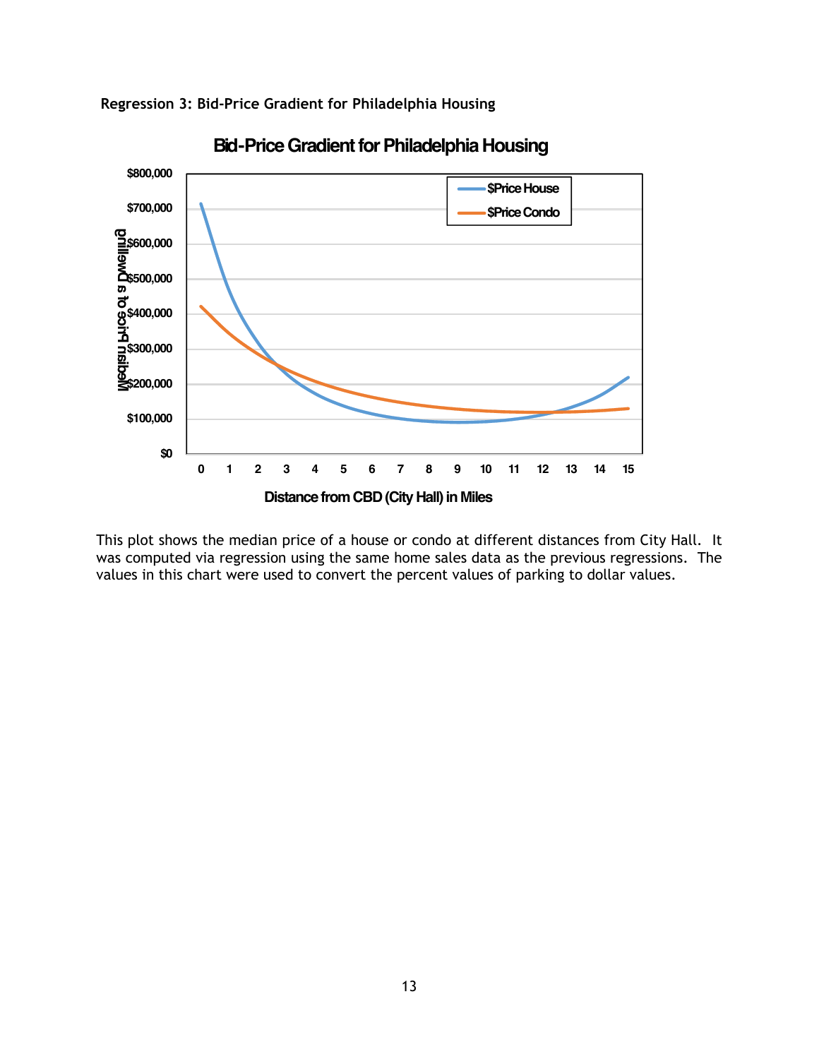**Regression 3: Bid-Price Gradient for Philadelphia Housing**

Bid-Price Gradient for Philadelphia Housing

$Price House
$Price Condo

Median Price of a Dwelling

$800,000
$700,000
$600,000
$500,000
$400,000
$300,000
$200,000
$100,000
$0

0 1 2 3 4 5 6 7 8 9 10 11 12 13 14 15

Distance from CBD (City Hall) in Miles

This plot shows the median price of a house or condo at different distances from City Hall. It was computed via regression using the same home sales data as the previous regressions. The values in this chart were used to convert the percent values of parking to dollar values.